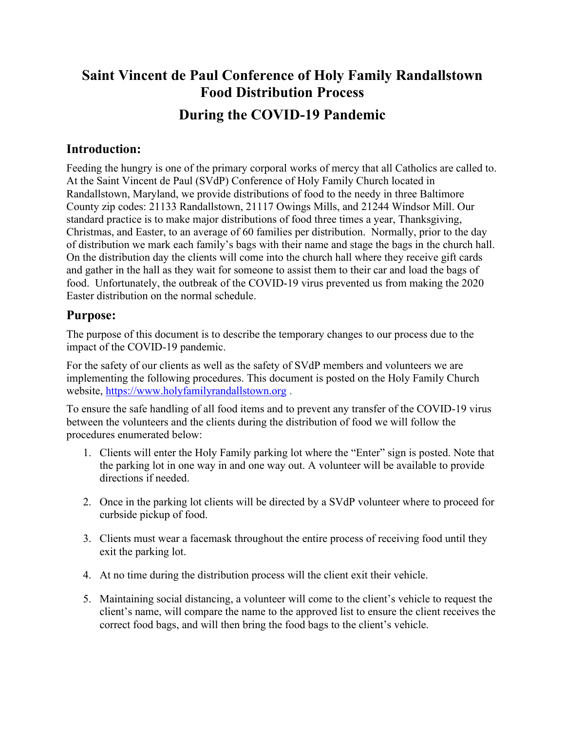# Saint Vincent de Paul Conference of Holy Family Randallstown Food Distribution Process

# During the COVID-19 Pandemic

## Introduction:

Feeding the hungry is one of the primary corporal works of mercy that all Catholics are called to. At the Saint Vincent de Paul (SVdP) Conference of Holy Family Church located in Randallstown, Maryland, we provide distributions of food to the needy in three Baltimore County zip codes: 21133 Randallstown, 21117 Owings Mills, and 21244 Windsor Mill. Our standard practice is to make major distributions of food three times a year, Thanksgiving, Christmas, and Easter, to an average of 60 families per distribution. Normally, prior to the day of distribution we mark each family's bags with their name and stage the bags in the church hall. On the distribution day the clients will come into the church hall where they receive gift cards and gather in the hall as they wait for someone to assist them to their car and load the bags of food. Unfortunately, the outbreak of the COVID-19 virus prevented us from making the 2020 Easter distribution on the normal schedule.

## Purpose:

The purpose of this document is to describe the temporary changes to our process due to the impact of the COVID-19 pandemic.

For the safety of our clients as well as the safety of SVdP members and volunteers we are implementing the following procedures. This document is posted on the Holy Family Church website, [https://www.holyfamilyrandallstown.org](https://www.holyfamilyrandallstown.org) .

To ensure the safe handling of all food items and to prevent any transfer of the COVID-19 virus between the volunteers and the clients during the distribution of food we will follow the procedures enumerated below:

1. Clients will enter the Holy Family parking lot where the "Enter" sign is posted. Note that the parking lot in one way in and one way out. A volunteer will be available to provide directions if needed.
2. Once in the parking lot clients will be directed by a SVdP volunteer where to proceed for curbside pickup of food.
3. Clients must wear a facemask throughout the entire process of receiving food until they exit the parking lot.
4. At no time during the distribution process will the client exit their vehicle.
5. Maintaining social distancing, a volunteer will come to the client's vehicle to request the client's name, will compare the name to the approved list to ensure the client receives the correct food bags, and will then bring the food bags to the client's vehicle.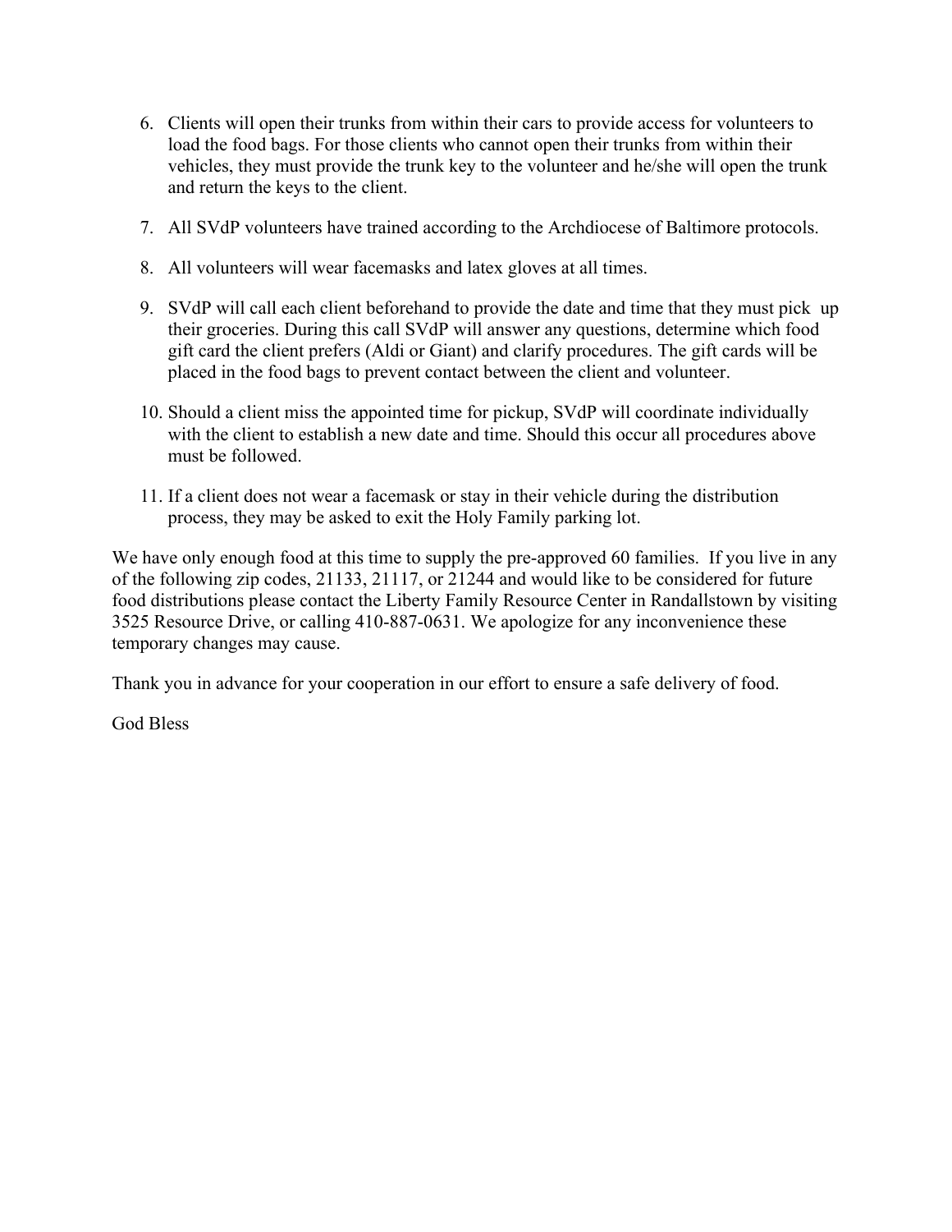6. Clients will open their trunks from within their cars to provide access for volunteers to load the food bags. For those clients who cannot open their trunks from within their vehicles, they must provide the trunk key to the volunteer and he/she will open the trunk and return the keys to the client.

7. All SVdP volunteers have trained according to the Archdiocese of Baltimore protocols.

8. All volunteers will wear facemasks and latex gloves at all times.

9. SVdP will call each client beforehand to provide the date and time that they must pick up their groceries. During this call SVdP will answer any questions, determine which food gift card the client prefers (Aldi or Giant) and clarify procedures. The gift cards will be placed in the food bags to prevent contact between the client and volunteer.

10. Should a client miss the appointed time for pickup, SVdP will coordinate individually with the client to establish a new date and time. Should this occur all procedures above must be followed.

11. If a client does not wear a facemask or stay in their vehicle during the distribution process, they may be asked to exit the Holy Family parking lot.

We have only enough food at this time to supply the pre-approved 60 families. If you live in any of the following zip codes, 21133, 21117, or 21244 and would like to be considered for future food distributions please contact the Liberty Family Resource Center in Randallstown by visiting 3525 Resource Drive, or calling 410-887-0631. We apologize for any inconvenience these temporary changes may cause.

Thank you in advance for your cooperation in our effort to ensure a safe delivery of food.

God Bless